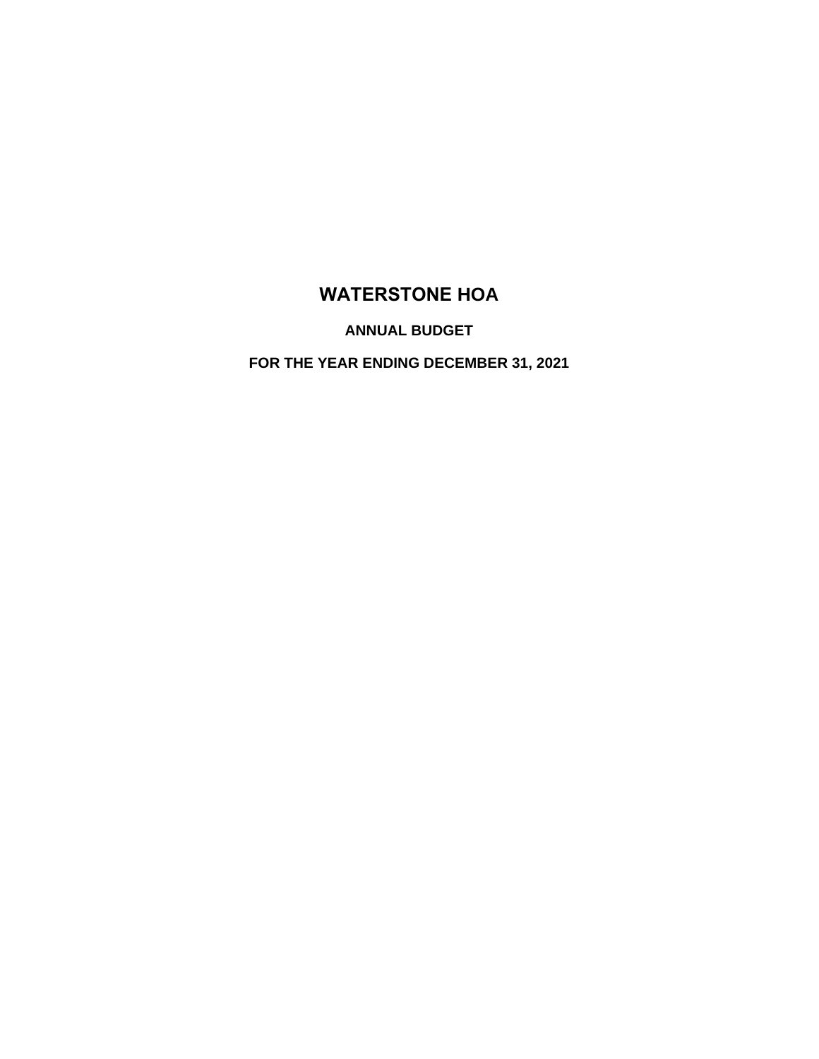# WATERSTONE HOA

## ANNUAL BUDGET

## FOR THE YEAR ENDING DECEMBER 31, 2021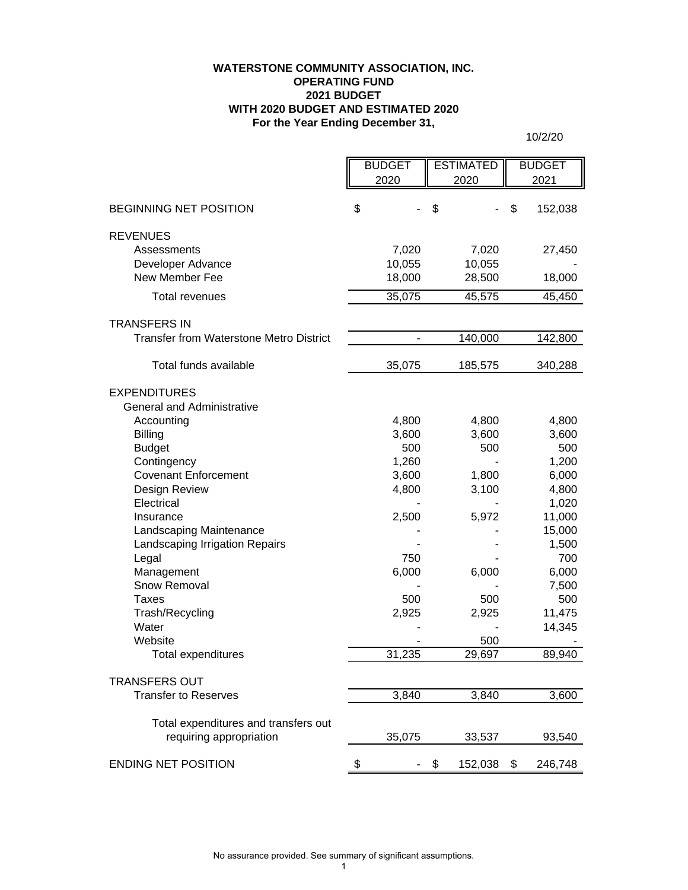**WATERSTONE COMMUNITY ASSOCIATION, INC.**
**OPERATING FUND**
**2021 BUDGET**
**WITH 2020 BUDGET AND ESTIMATED 2020**
**For the Year Ending December 31,**

10/2/20

| | BUDGET 2020 | ESTIMATED 2020 | BUDGET 2021 |
|---|---|---|---|
| BEGINNING NET POSITION | $ - | $ - | $ 152,038 |
| REVENUES | | | |
| Assessments | 7,020 | 7,020 | 27,450 |
| Developer Advance | 10,055 | 10,055 | - |
| New Member Fee | 18,000 | 28,500 | 18,000 |
| Total revenues | 35,075 | 45,575 | 45,450 |
| TRANSFERS IN | | | |
| Transfer from Waterstone Metro District | - | 140,000 | 142,800 |
| Total funds available | 35,075 | 185,575 | 340,288 |
| EXPENDITURES | | | |
| General and Administrative | | | |
| Accounting | 4,800 | 4,800 | 4,800 |
| Billing | 3,600 | 3,600 | 3,600 |
| Budget | 500 | 500 | 500 |
| Contingency | 1,260 | - | 1,200 |
| Covenant Enforcement | 3,600 | 1,800 | 6,000 |
| Design Review | 4,800 | 3,100 | 4,800 |
| Electrical | - | - | 1,020 |
| Insurance | 2,500 | 5,972 | 11,000 |
| Landscaping Maintenance | - | - | 15,000 |
| Landscaping Irrigation Repairs | - | - | 1,500 |
| Legal | 750 | - | 700 |
| Management | 6,000 | 6,000 | 6,000 |
| Snow Removal | - | - | 7,500 |
| Taxes | 500 | 500 | 500 |
| Trash/Recycling | 2,925 | 2,925 | 11,475 |
| Water | - | - | 14,345 |
| Website | - | 500 | - |
| Total expenditures | 31,235 | 29,697 | 89,940 |
| TRANSFERS OUT | | | |
| Transfer to Reserves | 3,840 | 3,840 | 3,600 |
| Total expenditures and transfers out requiring appropriation | 35,075 | 33,537 | 93,540 |
| ENDING NET POSITION | $ - | $ 152,038 | $ 246,748 |

No assurance provided. See summary of significant assumptions.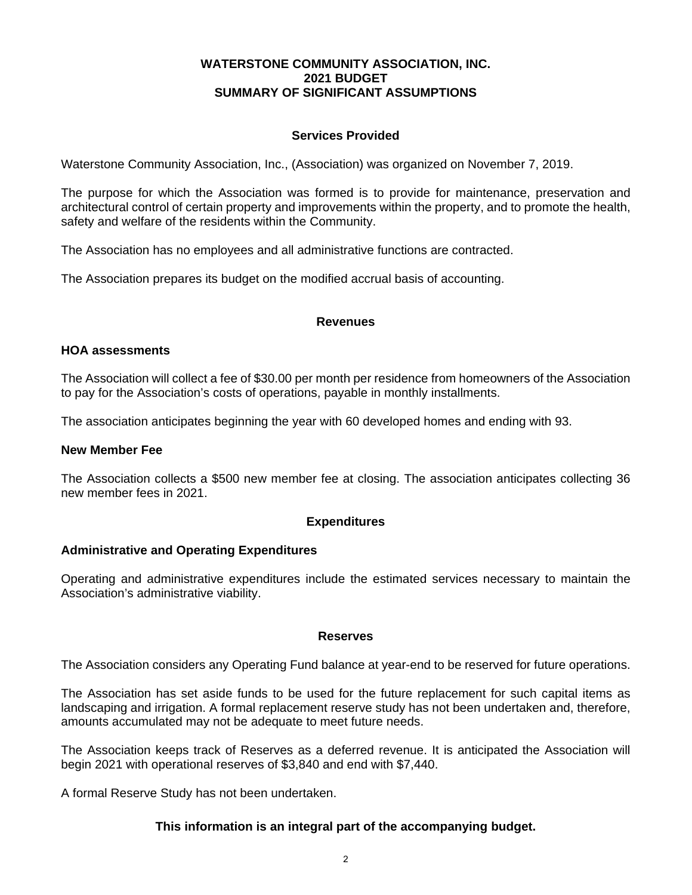# WATERSTONE COMMUNITY ASSOCIATION, INC.
# 2021 BUDGET
# SUMMARY OF SIGNIFICANT ASSUMPTIONS

## Services Provided

Waterstone Community Association, Inc., (Association) was organized on November 7, 2019.

The purpose for which the Association was formed is to provide for maintenance, preservation and architectural control of certain property and improvements within the property, and to promote the health, safety and welfare of the residents within the Community.

The Association has no employees and all administrative functions are contracted.

The Association prepares its budget on the modified accrual basis of accounting.

## Revenues

### HOA assessments

The Association will collect a fee of $30.00 per month per residence from homeowners of the Association to pay for the Association's costs of operations, payable in monthly installments.

The association anticipates beginning the year with 60 developed homes and ending with 93.

### New Member Fee

The Association collects a $500 new member fee at closing. The association anticipates collecting 36 new member fees in 2021.

## Expenditures

### Administrative and Operating Expenditures

Operating and administrative expenditures include the estimated services necessary to maintain the Association's administrative viability.

## Reserves

The Association considers any Operating Fund balance at year-end to be reserved for future operations.

The Association has set aside funds to be used for the future replacement for such capital items as landscaping and irrigation. A formal replacement reserve study has not been undertaken and, therefore, amounts accumulated may not be adequate to meet future needs.

The Association keeps track of Reserves as a deferred revenue. It is anticipated the Association will begin 2021 with operational reserves of $3,840 and end with $7,440.

A formal Reserve Study has not been undertaken.

**This information is an integral part of the accompanying budget.**